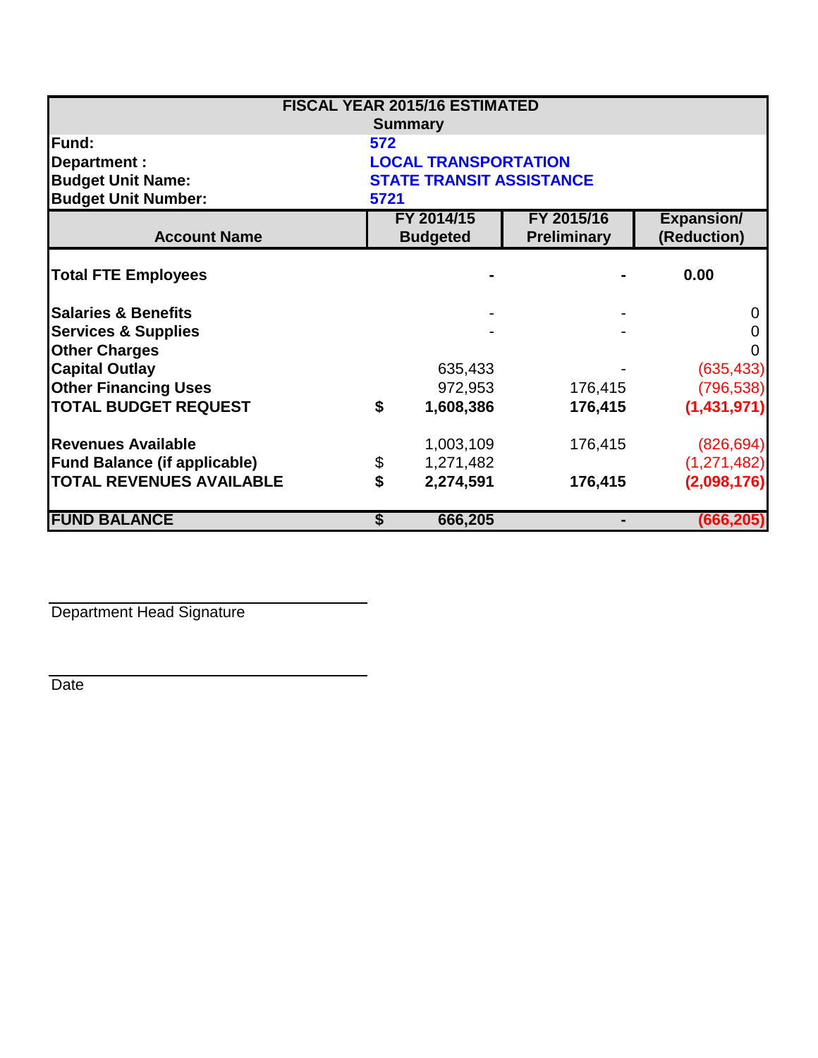| FISCAL YEAR 2015/16 ESTIMATED Summary | | | |
|---|---|---|---|
| **Fund:** | **572** | | |
| **Department :** | **LOCAL TRANSPORTATION** | | |
| **Budget Unit Name:** | **STATE TRANSIT ASSISTANCE** | | |
| **Budget Unit Number:** | **5721** | | |
| **Account Name** | **FY 2014/15 Budgeted** | **FY 2015/16 Preliminary** | **Expansion/ (Reduction)** |
| **Total FTE Employees** | **-** | **-** | **0.00** |
| **Salaries & Benefits** | - | - | 0 |
| **Services & Supplies** | - | - | 0 |
| **Other Charges** | | | 0 |
| **Capital Outlay** | 635,433 | - | (635,433) |
| **Other Financing Uses** | 972,953 | 176,415 | (796,538) |
| **TOTAL BUDGET REQUEST** | **$ 1,608,386** | **176,415** | **(1,431,971)** |
| **Revenues Available** | 1,003,109 | 176,415 | (826,694) |
| **Fund Balance (if applicable)** | $ 1,271,482 | | (1,271,482) |
| **TOTAL REVENUES AVAILABLE** | **$ 2,274,591** | **176,415** | **(2,098,176)** |
| **FUND BALANCE** | **$ 666,205** | **-** | **(666,205)** |

Department Head Signature

Date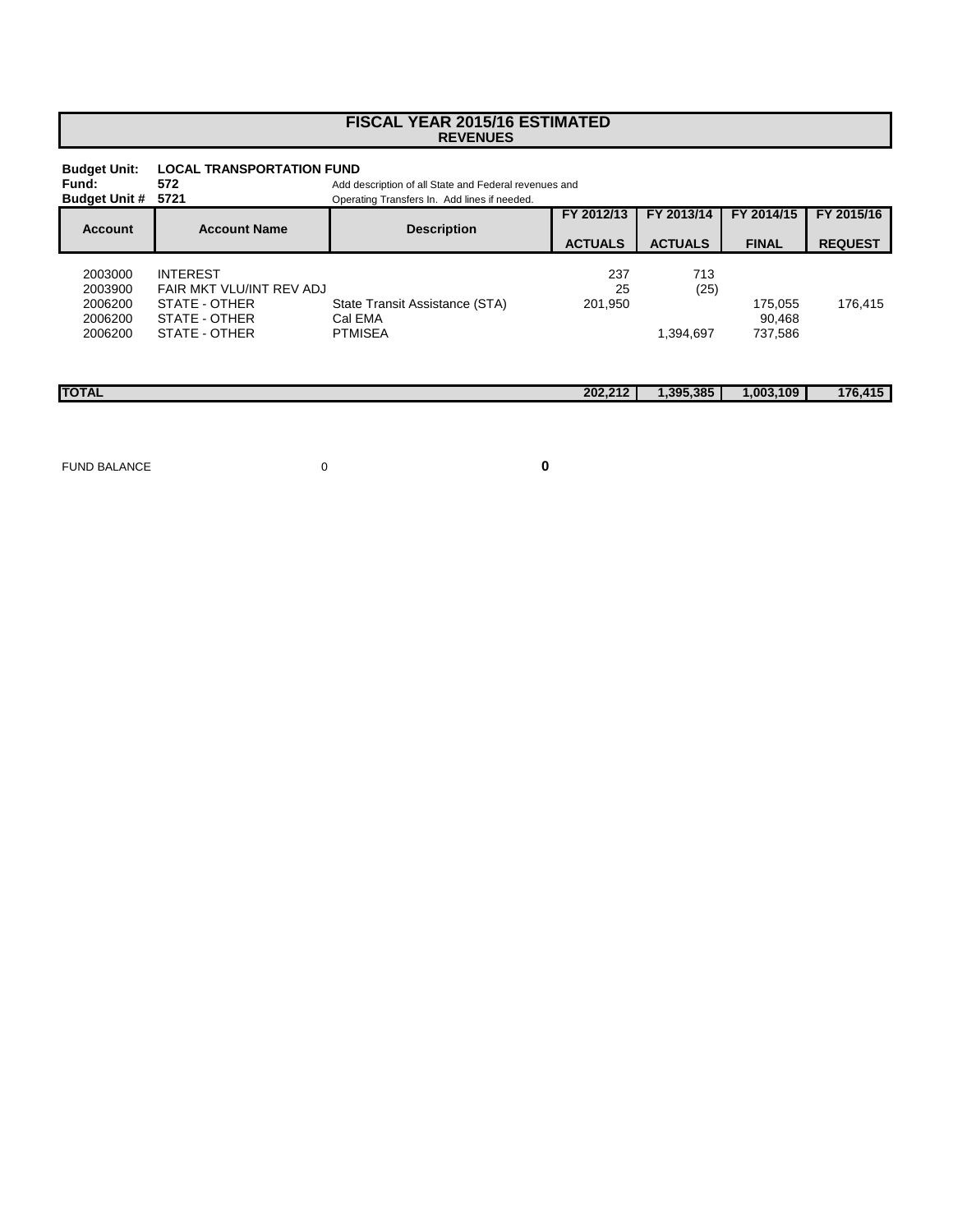# FISCAL YEAR 2015/16 ESTIMATED
## REVENUES

**Budget Unit:** **LOCAL TRANSPORTATION FUND**
**Fund:** **572**
**Budget Unit #** **5721**

Add description of all State and Federal revenues and Operating Transfers In. Add lines if needed.

| Account | Account Name | Description | FY 2012/13 ACTUALS | FY 2013/14 ACTUALS | FY 2014/15 FINAL | FY 2015/16 REQUEST |
|---|---|---|---|---|---|---|
| 2003000 | INTEREST | | 237 | 713 | | |
| 2003900 | FAIR MKT VLU/INT REV ADJ | | 25 | (25) | | |
| 2006200 | STATE - OTHER | State Transit Assistance (STA) | 201,950 | | 175,055 | 176,415 |
| 2006200 | STATE - OTHER | Cal EMA | | | 90,468 | |
| 2006200 | STATE - OTHER | PTMISEA | | 1,394,697 | 737,586 | |
| **TOTAL** | | | **202,212** | **1,395,385** | **1,003,109** | **176,415** |

FUND BALANCE 0 **0**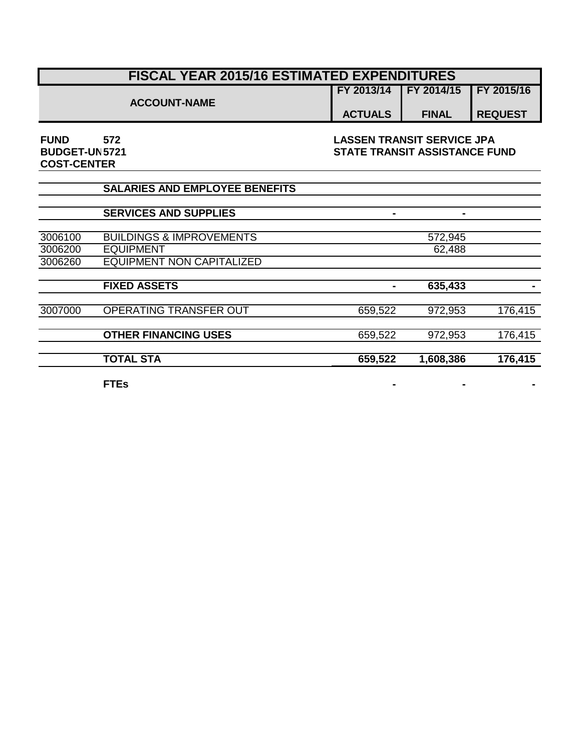# FISCAL YEAR 2015/16 ESTIMATED EXPENDITURES

| | ACCOUNT-NAME | FY 2013/14 ACTUALS | FY 2014/15 FINAL | FY 2015/16 REQUEST |
|---|---|---|---|---|
| **FUND** | **572** | **LASSEN TRANSIT SERVICE JPA** | | |
| **BUDGET-UN** | **5721** | **STATE TRANSIT ASSISTANCE FUND** | | |
| **COST-CENTER** | | | | |
| | **SALARIES AND EMPLOYEE BENEFITS** | | | |
| | **SERVICES AND SUPPLIES** | **-** | **-** | |
| 3006100 | BUILDINGS & IMPROVEMENTS | | 572,945 | |
| 3006200 | EQUIPMENT | | 62,488 | |
| 3006260 | EQUIPMENT NON CAPITALIZED | | | |
| | **FIXED ASSETS** | **-** | **635,433** | **-** |
| 3007000 | OPERATING TRANSFER OUT | 659,522 | 972,953 | 176,415 |
| | **OTHER FINANCING USES** | 659,522 | 972,953 | 176,415 |
| | **TOTAL STA** | **659,522** | **1,608,386** | **176,415** |
| | **FTEs** | **-** | **-** | **-** |